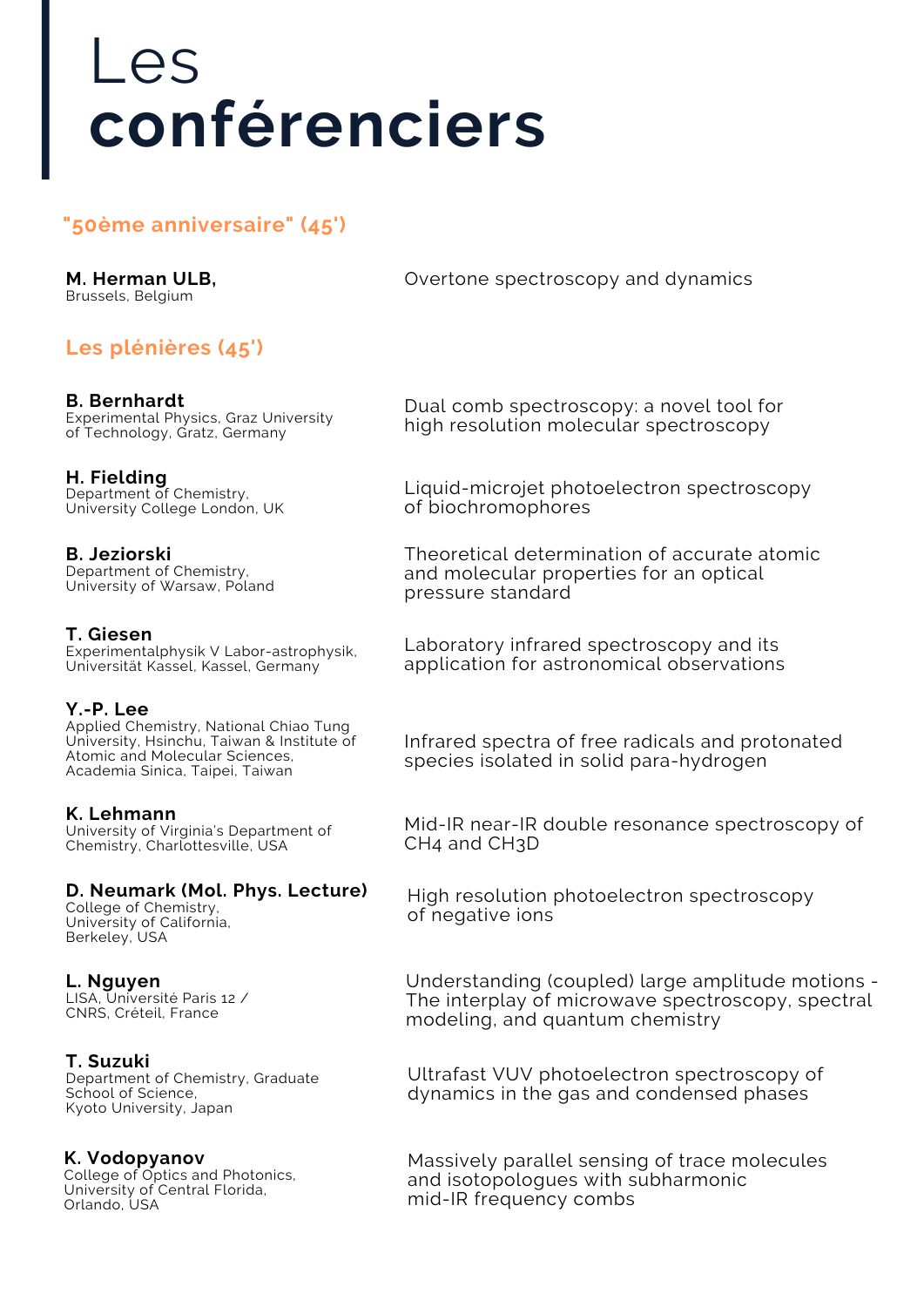# Les **conférenciers**

## "50ème anniversaire" (45')

**M. Herman ULB,**
Brussels, Belgium

Overtone spectroscopy and dynamics

## Les plénières (45')

**B. Bernhardt**
Experimental Physics, Graz University of Technology, Gratz, Germany

Dual comb spectroscopy: a novel tool for high resolution molecular spectroscopy

**H. Fielding**
Department of Chemistry, University College London, UK

Liquid-microjet photoelectron spectroscopy of biochromophores

**B. Jeziorski**
Department of Chemistry, University of Warsaw, Poland

Theoretical determination of accurate atomic and molecular properties for an optical pressure standard

**T. Giesen**
Experimentalphysik V Labor-astrophysik, Universität Kassel, Kassel, Germany

Laboratory infrared spectroscopy and its application for astronomical observations

**Y.-P. Lee**
Applied Chemistry, National Chiao Tung University, Hsinchu, Taiwan & Institute of Atomic and Molecular Sciences, Academia Sinica, Taipei, Taiwan

Infrared spectra of free radicals and protonated species isolated in solid para-hydrogen

**K. Lehmann**
University of Virginia's Department of Chemistry, Charlottesville, USA

Mid-IR near-IR double resonance spectroscopy of $CH_4$ and $CH_3D$

**D. Neumark (Mol. Phys. Lecture)**
College of Chemistry, University of California, Berkeley, USA

High resolution photoelectron spectroscopy of negative ions

**L. Nguyen**
LISA, Université Paris 12 / CNRS, Créteil, France

Understanding (coupled) large amplitude motions - The interplay of microwave spectroscopy, spectral modeling, and quantum chemistry

**T. Suzuki**
Department of Chemistry, Graduate School of Science, Kyoto University, Japan

Ultrafast VUV photoelectron spectroscopy of dynamics in the gas and condensed phases

**K. Vodopyanov**
College of Optics and Photonics, University of Central Florida, Orlando, USA

Massively parallel sensing of trace molecules and isotopologues with subharmonic mid-IR frequency combs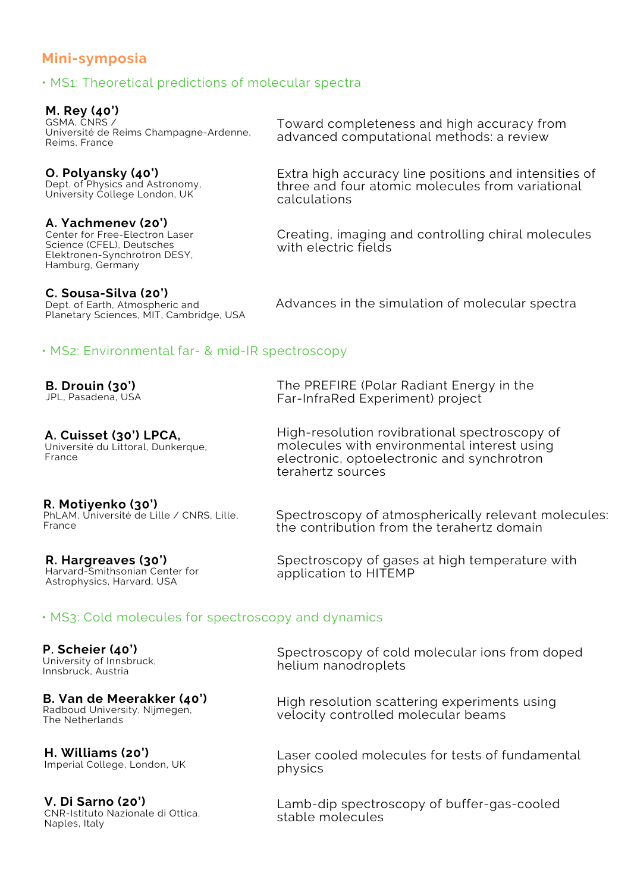## Mini-symposia

### • MS1: Theoretical predictions of molecular spectra

**M. Rey (40')**
GSMA, CNRS / Université de Reims Champagne-Ardenne, Reims, France

Toward completeness and high accuracy from advanced computational methods: a review

**O. Polyansky (40')**
Dept. of Physics and Astronomy, University College London, UK

Extra high accuracy line positions and intensities of three and four atomic molecules from variational calculations

**A. Yachmenev (20')**
Center for Free-Electron Laser Science (CFEL), Deutsches Elektronen-Synchrotron DESY, Hamburg, Germany

Creating, imaging and controlling chiral molecules with electric fields

**C. Sousa-Silva (20')**
Dept. of Earth, Atmospheric and Planetary Sciences, MIT, Cambridge, USA

Advances in the simulation of molecular spectra

### • MS2: Environmental far- & mid-IR spectroscopy

**B. Drouin (30')**
JPL, Pasadena, USA

The PREFIRE (Polar Radiant Energy in the Far-InfraRed Experiment) project

**A. Cuisset (30') LPCA,**
Université du Littoral, Dunkerque, France

High-resolution rovibrational spectroscopy of molecules with environmental interest using electronic, optoelectronic and synchrotron terahertz sources

**R. Motiyenko (30')**
PhLAM, Université de Lille / CNRS, Lille, France

Spectroscopy of atmospherically relevant molecules: the contribution from the terahertz domain

**R. Hargreaves (30')**
Harvard-Smithsonian Center for Astrophysics, Harvard, USA

Spectroscopy of gases at high temperature with application to HITEMP

### • MS3: Cold molecules for spectroscopy and dynamics

**P. Scheier (40')**
University of Innsbruck, Innsbruck, Austria

Spectroscopy of cold molecular ions from doped helium nanodroplets

**B. Van de Meerakker (40')**
Radboud University, Nijmegen, The Netherlands

High resolution scattering experiments using velocity controlled molecular beams

**H. Williams (20')**
Imperial College, London, UK

Laser cooled molecules for tests of fundamental physics

**V. Di Sarno (20')**
CNR-Istituto Nazionale di Ottica, Naples, Italy

Lamb-dip spectroscopy of buffer-gas-cooled stable molecules